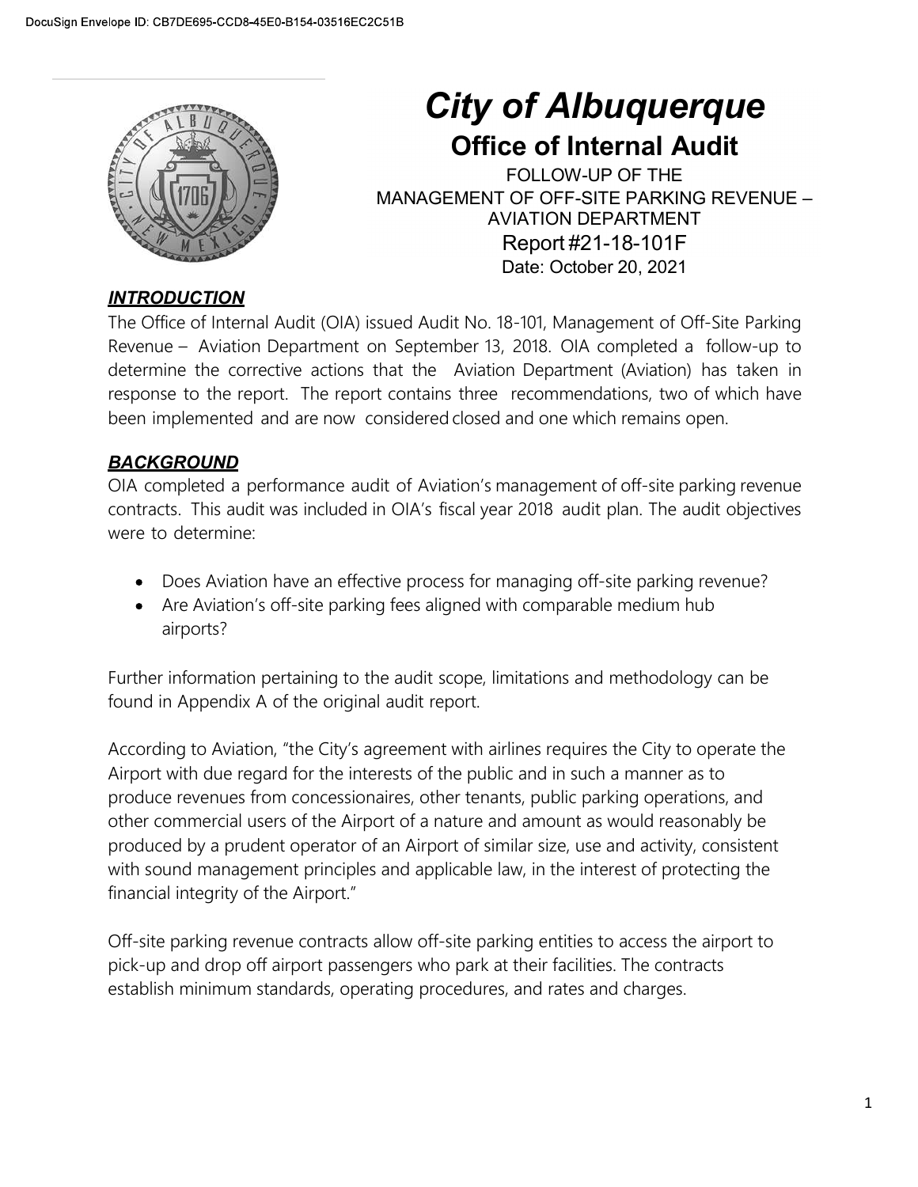# City of Albuquerque

## Office of Internal Audit

FOLLOW-UP OF THE
MANAGEMENT OF OFF-SITE PARKING REVENUE – AVIATION DEPARTMENT
Report #21-18-101F
Date: October 20, 2021

### *INTRODUCTION*

The Office of Internal Audit (OIA) issued Audit No. 18-101, Management of Off-Site Parking Revenue – Aviation Department on September 13, 2018. OIA completed a follow-up to determine the corrective actions that the Aviation Department (Aviation) has taken in response to the report. The report contains three recommendations, two of which have been implemented and are now considered closed and one which remains open.

### *BACKGROUND*

OIA completed a performance audit of Aviation's management of off-site parking revenue contracts. This audit was included in OIA's fiscal year 2018 audit plan. The audit objectives were to determine:

- Does Aviation have an effective process for managing off-site parking revenue?
- Are Aviation's off-site parking fees aligned with comparable medium hub airports?

Further information pertaining to the audit scope, limitations and methodology can be found in Appendix A of the original audit report.

According to Aviation, "the City's agreement with airlines requires the City to operate the Airport with due regard for the interests of the public and in such a manner as to produce revenues from concessionaires, other tenants, public parking operations, and other commercial users of the Airport of a nature and amount as would reasonably be produced by a prudent operator of an Airport of similar size, use and activity, consistent with sound management principles and applicable law, in the interest of protecting the financial integrity of the Airport."

Off-site parking revenue contracts allow off-site parking entities to access the airport to pick-up and drop off airport passengers who park at their facilities. The contracts establish minimum standards, operating procedures, and rates and charges.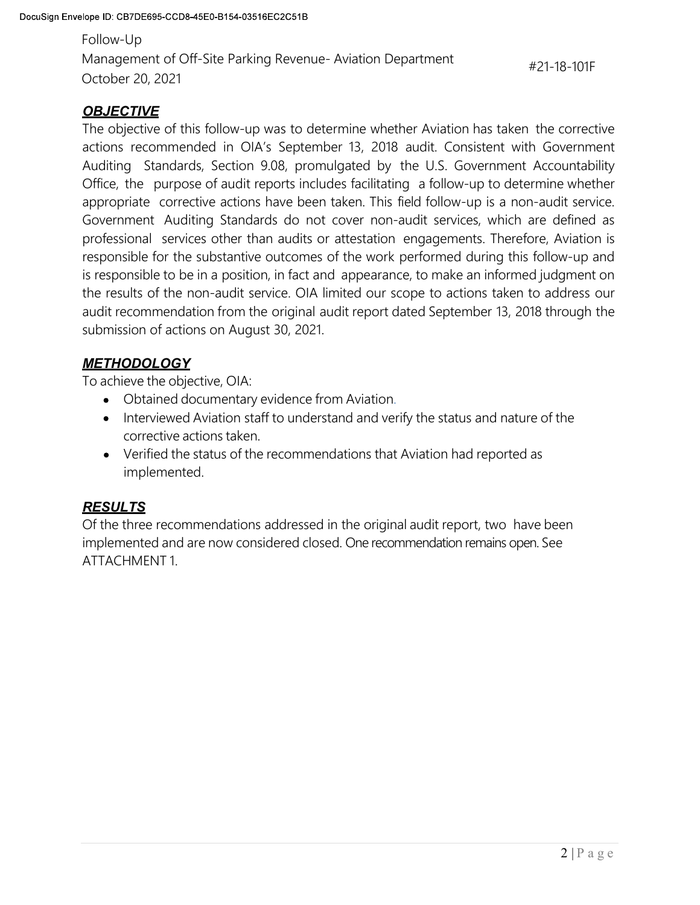Follow-Up
Management of Off-Site Parking Revenue- Aviation Department
October 20, 2021

#21-18-101F

## *OBJECTIVE*

The objective of this follow-up was to determine whether Aviation has taken the corrective actions recommended in OIA's September 13, 2018 audit. Consistent with Government Auditing Standards, Section 9.08, promulgated by the U.S. Government Accountability Office, the purpose of audit reports includes facilitating a follow-up to determine whether appropriate corrective actions have been taken. This field follow-up is a non-audit service. Government Auditing Standards do not cover non-audit services, which are defined as professional services other than audits or attestation engagements. Therefore, Aviation is responsible for the substantive outcomes of the work performed during this follow-up and is responsible to be in a position, in fact and appearance, to make an informed judgment on the results of the non-audit service. OIA limited our scope to actions taken to address our audit recommendation from the original audit report dated September 13, 2018 through the submission of actions on August 30, 2021.

## *METHODOLOGY*

To achieve the objective, OIA:

- Obtained documentary evidence from Aviation.
- Interviewed Aviation staff to understand and verify the status and nature of the corrective actions taken.
- Verified the status of the recommendations that Aviation had reported as implemented.

## *RESULTS*

Of the three recommendations addressed in the original audit report, two have been implemented and are now considered closed. One recommendation remains open. See ATTACHMENT 1.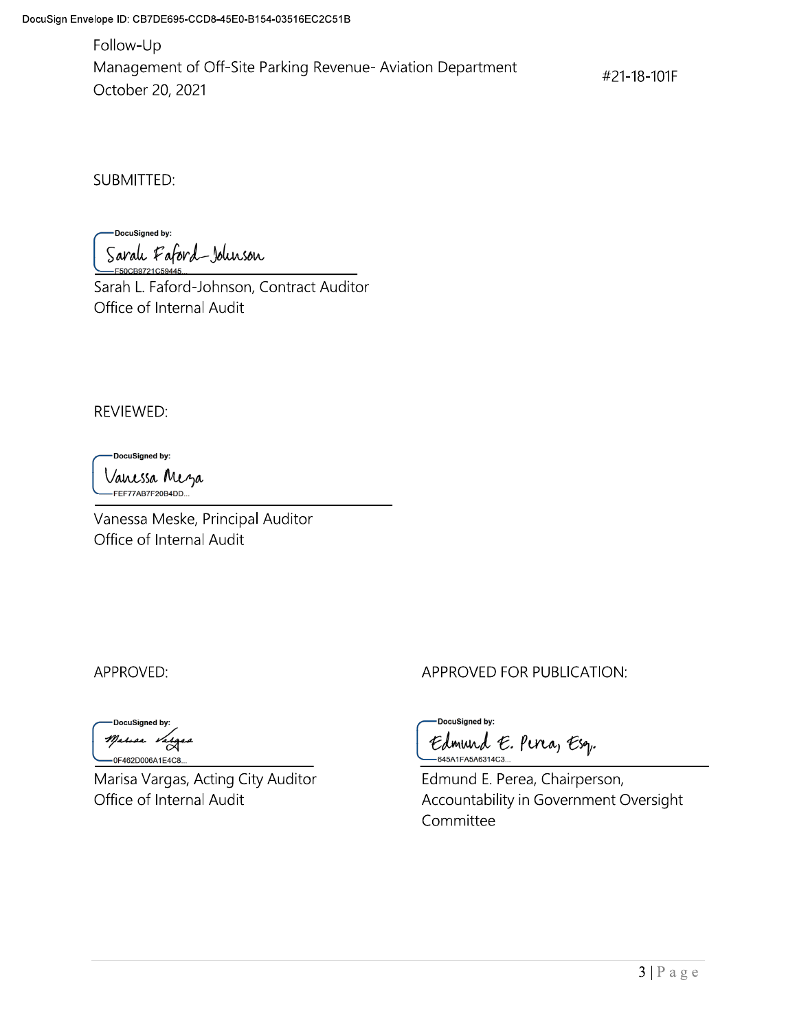Follow-Up
Management of Off-Site Parking Revenue- Aviation Department
October 20, 2021

#21-18-101F

SUBMITTED:

DocuSigned by:
Sarah Faford-Johnson
F50CB9721C59445...

Sarah L. Faford-Johnson, Contract Auditor
Office of Internal Audit

REVIEWED:

DocuSigned by:
Vanessa Meza
FEF77AB7F20B4DD...

Vanessa Meske, Principal Auditor
Office of Internal Audit

APPROVED:

DocuSigned by:
Marisa Vargas
0F462D006A1E4C8...

Marisa Vargas, Acting City Auditor
Office of Internal Audit

APPROVED FOR PUBLICATION:

DocuSigned by:
Edmund E. Perea, Esq.
645A1FA5A6314C3...

Edmund E. Perea, Chairperson,
Accountability in Government Oversight Committee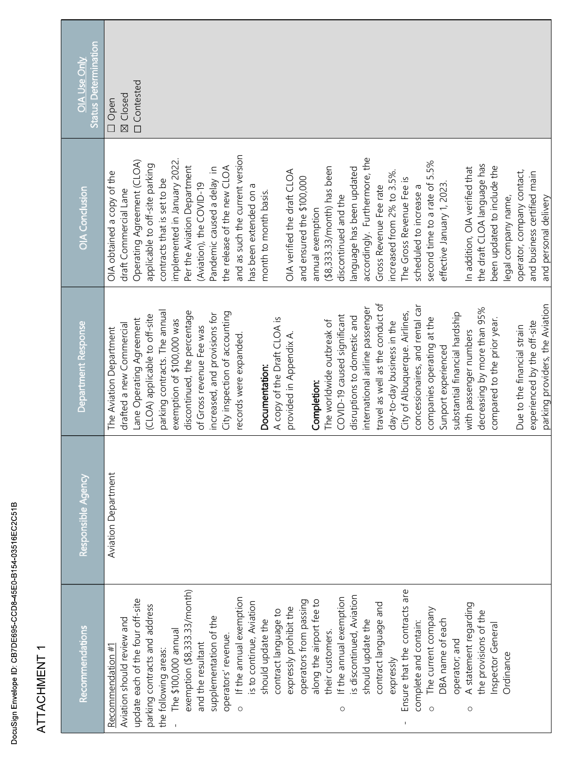ATTACHMENT 1

| Recommendations | Responsible Agency | Department Response | OIA Conclusion | OIA Use Only Status Determination |
|---|---|---|---|---|
| Recommendation #1<br>Aviation should review and update each of the four off-site parking contracts and address the following areas:<br>- The $100,000 annual exemption ($8,333.33/month) and the resultant supplementation of the operators' revenue.<br>  - If the annual exemption is to continue, Aviation should update the contract language to expressly prohibit the operators from passing along the airport fee to their customers.<br>  - If the annual exemption is discontinued, Aviation should update the contract language and expressly<br>- Ensure that the contracts are complete and contain:<br>  - The current company DBA name of each operator; and<br>  - A statement regarding the provisions of the Inspector General Ordinance | Aviation Department | The Aviation Department drafted a new Commercial Lane Operating Agreement (CLOA) applicable to off-site parking contracts. The annual exemption of $100,000 was discontinued, the percentage of Gross revenue Fee was increased, and provisions for City inspection of accounting records were expanded.<br><br>**Documentation:**<br>A copy of the Draft CLOA is provided in Appendix A.<br><br>**Completion:**<br>The worldwide outbreak of COVID-19 caused significant disruptions to domestic and international airline passenger travel as well as the conduct of day-to-day business in the City of Albuquerque. Airlines, concessionaires, and rental car companies operating at the Sunport experienced substantial financial hardship with passenger numbers decreasing by more than 95% compared to the prior year.<br><br>Due to the financial strain experienced by the off-site parking providers, the Aviation | OIA obtained a copy of the draft Commercial Lane Operating Agreement (CLOA) applicable to off-site parking contracts that is set to be implemented in January 2022. Per the Aviation Department (Aviation), the COVID-19 Pandemic caused a delay in the release of the new CLOA and as such the current version has been extended on a month to month basis.<br><br>OIA verified the draft CLOA and ensured the $100,000 annual exemption ($8,333.33/month) has been discontinued and the language has been updated accordingly. Furthermore, the Gross Revenue Fee rate increased from 2% to 3.5%. The Gross Revenue Fee is scheduled to increase a second time to a rate of 5.5% effective January 1, 2023.<br><br>In addition, OIA verified that the draft CLOA language has been updated to include the legal company name, operator, company contact, and business certified main and personal delivery | ☐ Open<br>☒ Closed<br>☐ Contested |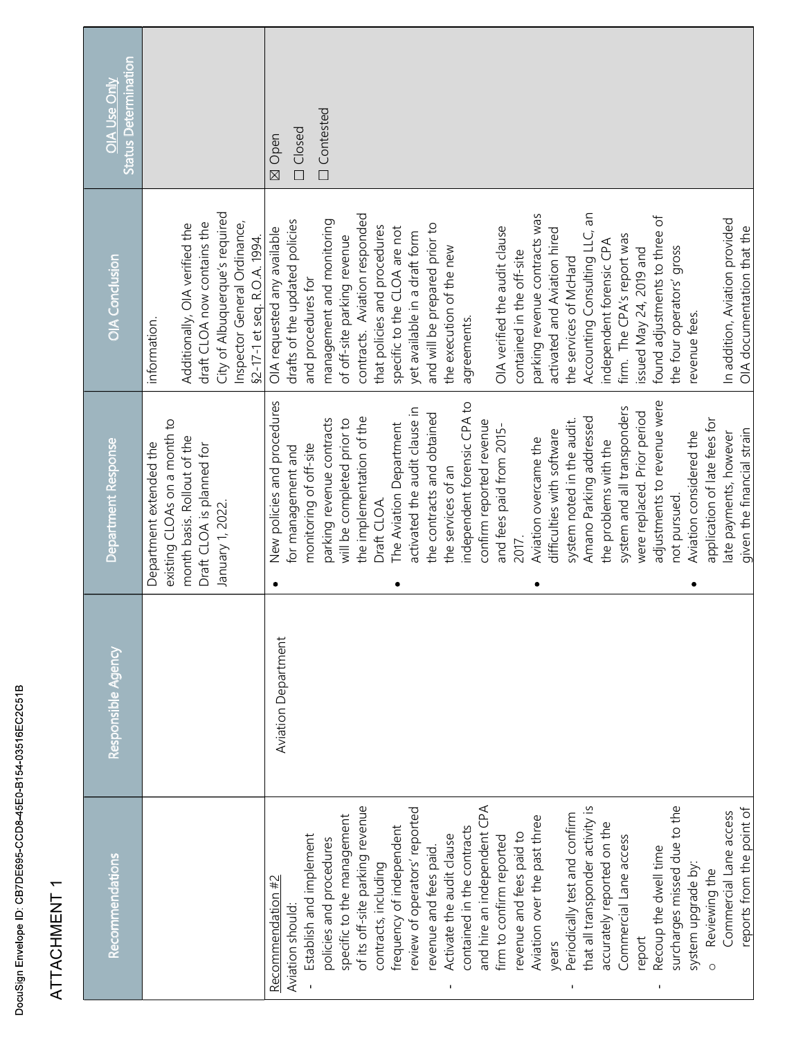DocuSign Envelope ID: CB7DE695-CCD8-45E0-B154-03516EC2C51B

ATTACHMENT 1

| Recommendations | Responsible Agency | Department Response | OIA Conclusion | OIA Use Only Status Determination |
|---|---|---|---|---|
| | | Department extended the existing CLOAs on a month to month basis. Rollout of the Draft CLOA is planned for January 1, 2022. | information.<br><br>Additionally, OIA verified the draft CLOA now contains the City of Albuquerque's required Inspector General Ordinance, §2-17-1 et seq. R.O.A. 1994. | |
| Recommendation #2<br>Aviation should:<br>- Establish and implement policies and procedures specific to the management of its off-site parking revenue contracts, including frequency of independent review of operators' reported revenue and fees paid.<br>- Activate the audit clause contained in the contracts and hire an independent CPA firm to confirm reported revenue and fees paid to Aviation over the past three years<br>- Periodically test and confirm that all transponder activity is accurately reported on the Commercial Lane access report<br>- Recoup the dwell time surcharges missed due to the system upgrade by:<br>  ○ Reviewing the Commercial Lane access reports from the point of | Aviation Department | • New policies and procedures for management and monitoring of off-site parking revenue contracts will be completed prior to the implementation of the Draft CLOA.<br>• The Aviation Department activated the audit clause in the contracts and obtained the services of an independent forensic CPA to confirm reported revenue and fees paid from 2015-2017.<br>• Aviation overcame the difficulties with software system noted in the audit. Amano Parking addressed the problems with the system and all transponders were replaced. Prior period adjustments to revenue were not pursued.<br>• Aviation considered the application of late fees for late payments, however given the financial strain | OIA requested any available drafts of the updated policies and procedures for management and monitoring of off-site parking revenue contracts. Aviation responded that policies and procedures specific to the CLOA are not yet available in a draft form and will be prepared prior to the execution of the new agreements.<br><br>OIA verified the audit clause contained in the off-site parking revenue contracts was activated and Aviation hired the services of McHard Accounting Consulting LLC, an independent forensic CPA firm. The CPA's report was issued May 24, 2019 and found adjustments to three of the four operators' gross revenue fees.<br><br>In addition, Aviation provided OIA documentation that the | ☒ Open<br>☐ Closed<br>☐ Contested |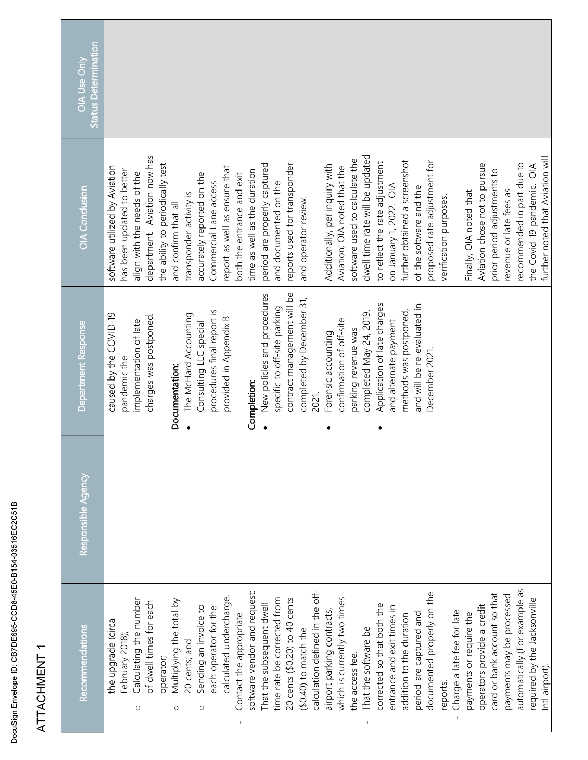DocuSign Envelope ID: CB7DE695-CCD8-45E0-B154-03516EC2C51B

ATTACHMENT 1

| Recommendations | Responsible Agency | Department Response | OIA Conclusion | OIA Use Only Status Determination |
|---|---|---|---|---|
| the upgrade (circa February 2018);<br>○ Calculating the number of dwell times for each operator;<br>○ Multiplying the total by 20 cents; and<br>○ Sending an invoice to each operator for the calculated undercharge.<br>- Contact the appropriate software vendor and request: That the subsequent dwell time rate be corrected from 20 cents ($0.20) to 40 cents ($0.40) to match the calculation defined in the off-airport parking contracts, which is currently two times the access fee.<br>- That the software be corrected so that both the entrance and exit times in addition to the duration period are captured and documented properly on the reports.<br>- Charge a late fee for late payments or require the operators provide a credit card or bank account so that payments may be processed automatically (For example as required by the Jacksonville Intl airport). | | caused by the COVID-19 pandemic the implementation of late charges was postponed.<br><br>**Documentation:**<br>• The McHard Accounting Consulting LLC special procedures final report is provided in Appendix B<br><br>**Completion:**<br>• New policies and procedures specific to off-site parking contract management will be completed by December 31, 2021.<br>• Forensic accounting confirmation of off-site parking revenue was completed May 24, 2019.<br>• Application of late charges and alternate payment methods was postponed, and will be re-evaluated in December 2021. | software utilized by Aviation has been updated to better align with the needs of the department. Aviation now has the ability to periodically test and confirm that all transponder activity is accurately reported on the Commercial Lane access report as well as ensure that both the entrance and exit time as well as the duration period are properly captured and documented on the reports used for transponder and operator review.<br><br>Additionally, per inquiry with Aviation, OIA noted that the software used to calculate the dwell time rate will be updated to reflect the rate adjustment on January 1, 2022. OIA further obtained a screenshot of the software and the proposed rate adjustment for verification purposes.<br><br>Finally, OIA noted that Aviation chose not to pursue prior period adjustments to revenue or late fees as recommended in part due to the Covid-19 pandemic. OIA further noted that Aviation will | |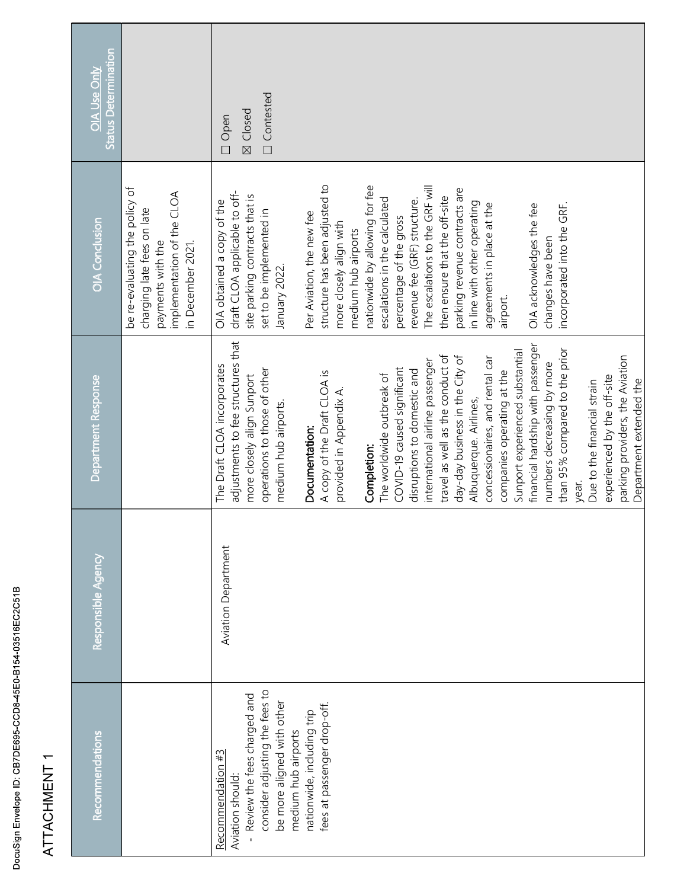ATTACHMENT 1

| Recommendations | Responsible Agency | Department Response | OIA Conclusion | OIA Use Only Status Determination |
|---|---|---|---|---|
| | | | be re-evaluating the policy of charging late fees on late payments with the implementation of the CLOA in December 2021. | |
| Recommendation #3<br>Aviation should:<br>- Review the fees charged and consider adjusting the fees to be more aligned with other medium hub airports nationwide, including trip fees at passenger drop-off. | Aviation Department | The Draft CLOA incorporates adjustments to fee structures that more closely align Sunport operations to those of other medium hub airports.<br><br>**Documentation:**<br>A copy of the Draft CLOA is provided in Appendix A.<br><br>**Completion:**<br>The worldwide outbreak of COVID-19 caused significant disruptions to domestic and international airline passenger travel as well as the conduct of day-day business in the City of Albuquerque. Airlines, concessionaires, and rental car companies operating at the Sunport experienced substantial financial hardship with passenger numbers decreasing by more than 95% compared to the prior year.<br>Due to the financial strain experienced by the off-site parking providers, the Aviation Department extended the | OIA obtained a copy of the draft CLOA applicable to off-site parking contracts that is set to be implemented in January 2022.<br><br>Per Aviation, the new fee structure has been adjusted to more closely align with medium hub airports nationwide by allowing for fee escalations in the calculated percentage of the gross revenue fee (GRF) structure. The escalations to the GRF will then ensure that the off-site parking revenue contracts are in line with other operating agreements in place at the airport.<br><br>OIA acknowledges the fee changes have been incorporated into the GRF. | ☐ Open<br>☒ Closed<br>☐ Contested |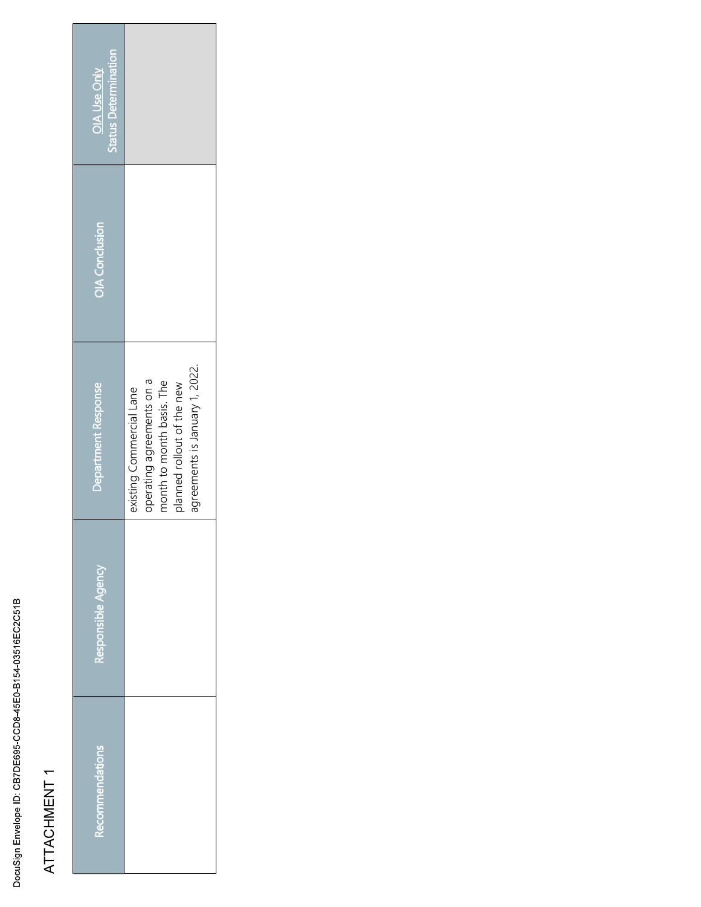DocuSign Envelope ID: CB7DE695-CCD8-45E0-B154-03516EC2C51B

ATTACHMENT 1

| Recommendations | Responsible Agency | Department Response | OIA Conclusion | OIA Use Only Status Determination |
|---|---|---|---|---|
| | | existing Commercial Lane operating agreements on a month to month basis. The planned rollout of the new agreements is January 1, 2022. | | |